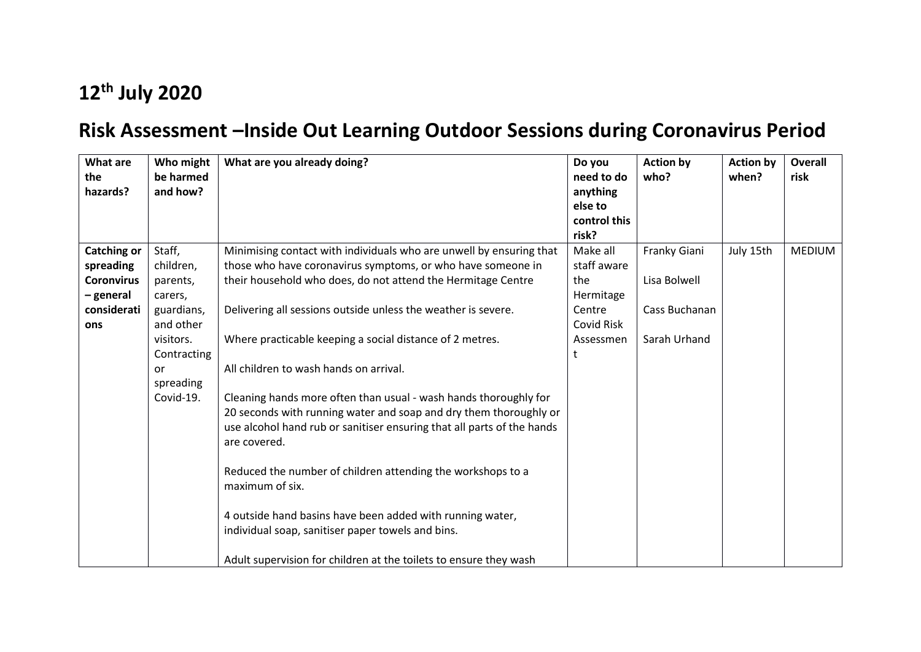# 12th July 2020

# Risk Assessment –Inside Out Learning Outdoor Sessions during Coronavirus Period

| What are the hazards? | Who might be harmed and how? | What are you already doing? | Do you need to do anything else to control this risk? | Action by who? | Action by when? | Overall risk |
|---|---|---|---|---|---|---|
| **Catching or spreading Coronavirus – general considerations** | Staff, children, parents, carers, guardians, and other visitors. Contracting or spreading Covid-19. | Minimising contact with individuals who are unwell by ensuring that those who have coronavirus symptoms, or who have someone in their household who does, do not attend the Hermitage Centre<br><br>Delivering all sessions outside unless the weather is severe.<br><br>Where practicable keeping a social distance of 2 metres.<br><br>All children to wash hands on arrival.<br><br>Cleaning hands more often than usual - wash hands thoroughly for 20 seconds with running water and soap and dry them thoroughly or use alcohol hand rub or sanitiser ensuring that all parts of the hands are covered.<br><br>Reduced the number of children attending the workshops to a maximum of six.<br><br>4 outside hand basins have been added with running water, individual soap, sanitiser paper towels and bins.<br><br>Adult supervision for children at the toilets to ensure they wash | Make all staff aware the Hermitage Centre Covid Risk Assessment | Franky Giani<br><br>Lisa Bolwell<br><br>Cass Buchanan<br><br>Sarah Urhand | July 15th | MEDIUM |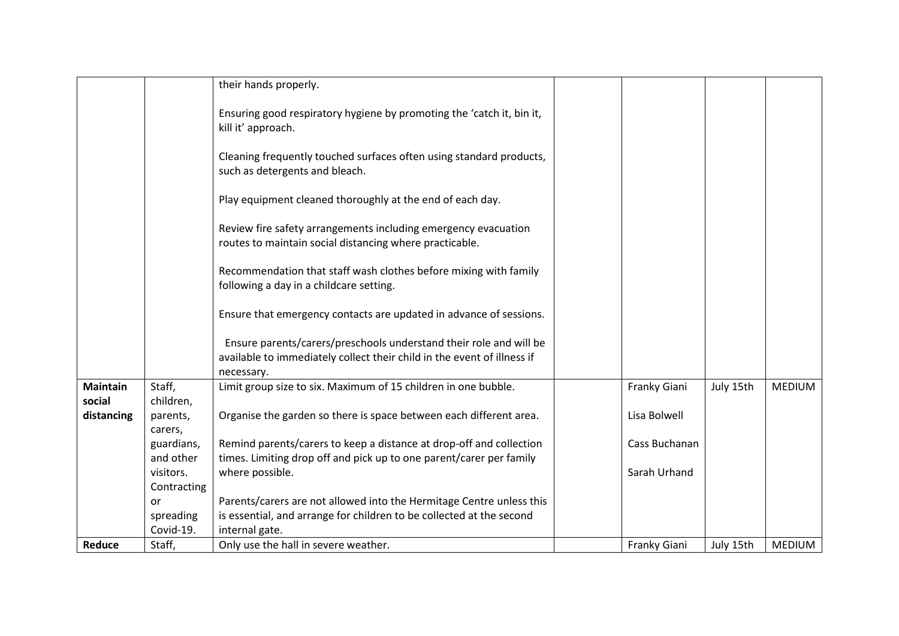| | | | | | | |
|---|---|---|---|---|---|---|
| | | their hands properly.<br><br>Ensuring good respiratory hygiene by promoting the 'catch it, bin it, kill it' approach.<br><br>Cleaning frequently touched surfaces often using standard products, such as detergents and bleach.<br><br>Play equipment cleaned thoroughly at the end of each day.<br><br>Review fire safety arrangements including emergency evacuation routes to maintain social distancing where practicable.<br><br>Recommendation that staff wash clothes before mixing with family following a day in a childcare setting.<br><br>Ensure that emergency contacts are updated in advance of sessions.<br><br>Ensure parents/carers/preschools understand their role and will be available to immediately collect their child in the event of illness if necessary. | | | | |
| **Maintain social distancing** | Staff, children, parents, carers, guardians, and other visitors. Contracting or spreading Covid-19. | Limit group size to six. Maximum of 15 children in one bubble.<br><br>Organise the garden so there is space between each different area.<br><br>Remind parents/carers to keep a distance at drop-off and collection times. Limiting drop off and pick up to one parent/carer per family where possible.<br><br>Parents/carers are not allowed into the Hermitage Centre unless this is essential, and arrange for children to be collected at the second internal gate. | | Franky Giani<br><br>Lisa Bolwell<br><br>Cass Buchanan<br><br>Sarah Urhand | July 15th | MEDIUM |
| **Reduce** | Staff, | Only use the hall in severe weather. | | Franky Giani | July 15th | MEDIUM |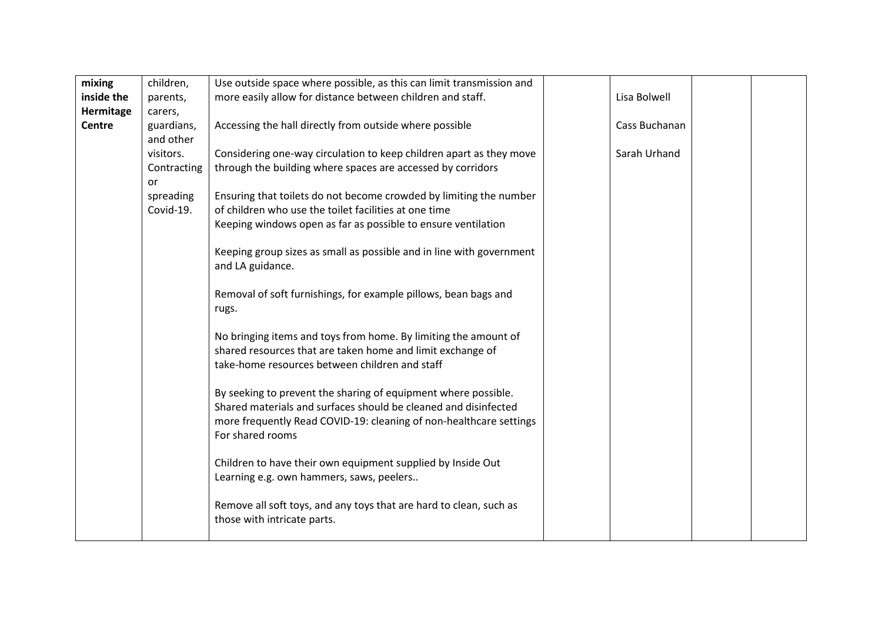| | | | | | | |
|---|---|---|---|---|---|---|
| **mixing inside the Hermitage Centre** | children, parents, carers, guardians, and other visitors. Contracting or spreading Covid-19. | Use outside space where possible, as this can limit transmission and more easily allow for distance between children and staff.<br><br>Accessing the hall directly from outside where possible<br><br>Considering one-way circulation to keep children apart as they move through the building where spaces are accessed by corridors<br><br>Ensuring that toilets do not become crowded by limiting the number of children who use the toilet facilities at one time<br>Keeping windows open as far as possible to ensure ventilation<br><br>Keeping group sizes as small as possible and in line with government and LA guidance.<br><br>Removal of soft furnishings, for example pillows, bean bags and rugs.<br><br>No bringing items and toys from home. By limiting the amount of shared resources that are taken home and limit exchange of take-home resources between children and staff<br><br>By seeking to prevent the sharing of equipment where possible. Shared materials and surfaces should be cleaned and disinfected more frequently Read COVID-19: cleaning of non-healthcare settings For shared rooms<br><br>Children to have their own equipment supplied by Inside Out Learning e.g. own hammers, saws, peelers..<br><br>Remove all soft toys, and any toys that are hard to clean, such as those with intricate parts. | | Lisa Bolwell<br><br>Cass Buchanan<br><br>Sarah Urhand | | |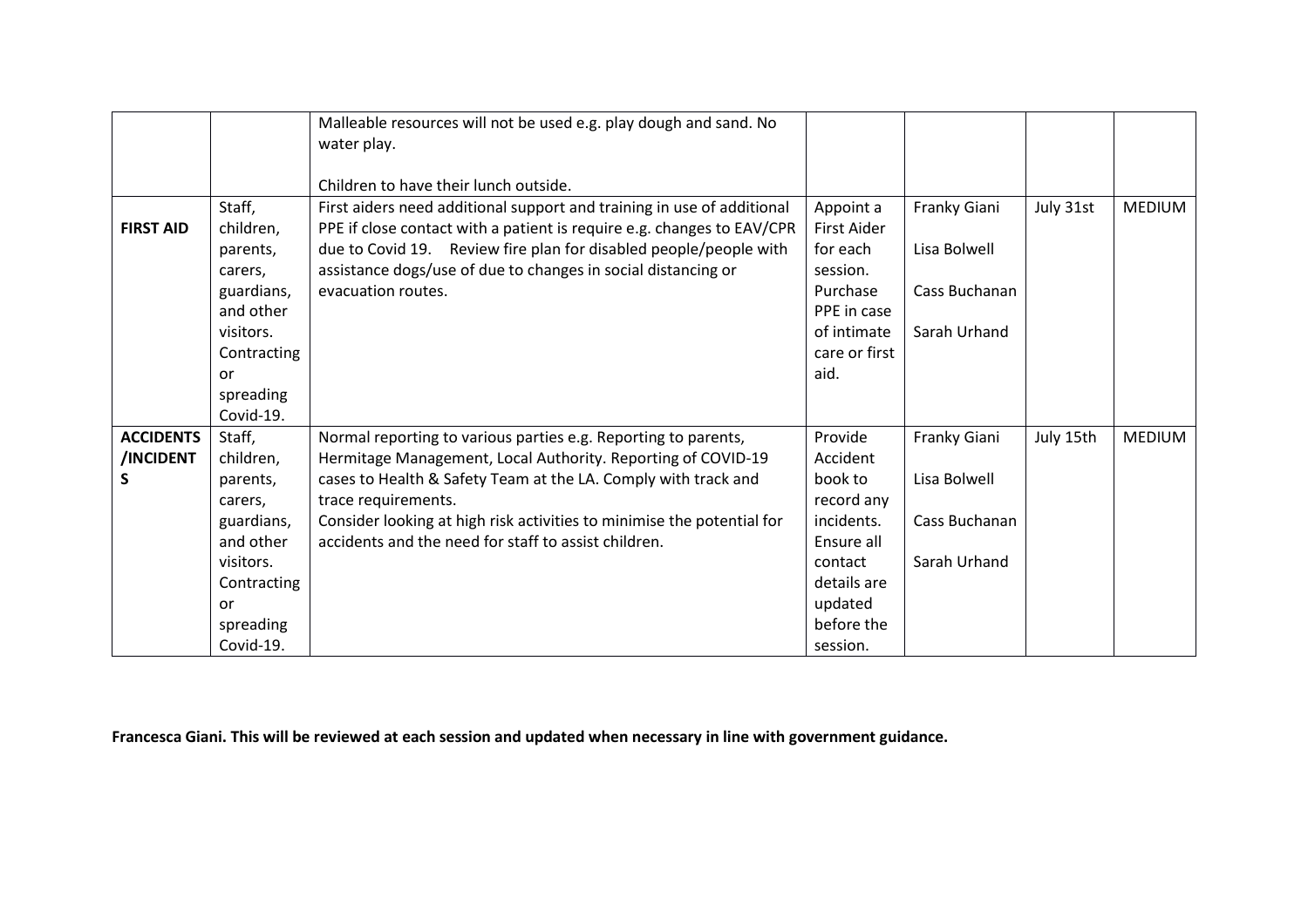| | | | | | | |
|---|---|---|---|---|---|---|
| | | Malleable resources will not be used e.g. play dough and sand. No water play.<br><br>Children to have their lunch outside. | | | | |
| **FIRST AID** | Staff, children, parents, carers, guardians, and other visitors. Contracting or spreading Covid-19. | First aiders need additional support and training in use of additional PPE if close contact with a patient is require e.g. changes to EAV/CPR due to Covid 19. Review fire plan for disabled people/people with assistance dogs/use of due to changes in social distancing or evacuation routes. | Appoint a First Aider for each session. Purchase PPE in case of intimate care or first aid. | Franky Giani<br><br>Lisa Bolwell<br><br>Cass Buchanan<br><br>Sarah Urhand | July 31st | MEDIUM |
| **ACCIDENTS /INCIDENTS** | Staff, children, parents, carers, guardians, and other visitors. Contracting or spreading Covid-19. | Normal reporting to various parties e.g. Reporting to parents, Hermitage Management, Local Authority. Reporting of COVID-19 cases to Health & Safety Team at the LA. Comply with track and trace requirements.<br>Consider looking at high risk activities to minimise the potential for accidents and the need for staff to assist children. | Provide Accident book to record any incidents. Ensure all contact details are updated before the session. | Franky Giani<br><br>Lisa Bolwell<br><br>Cass Buchanan<br><br>Sarah Urhand | July 15th | MEDIUM |

**Francesca Giani. This will be reviewed at each session and updated when necessary in line with government guidance.**